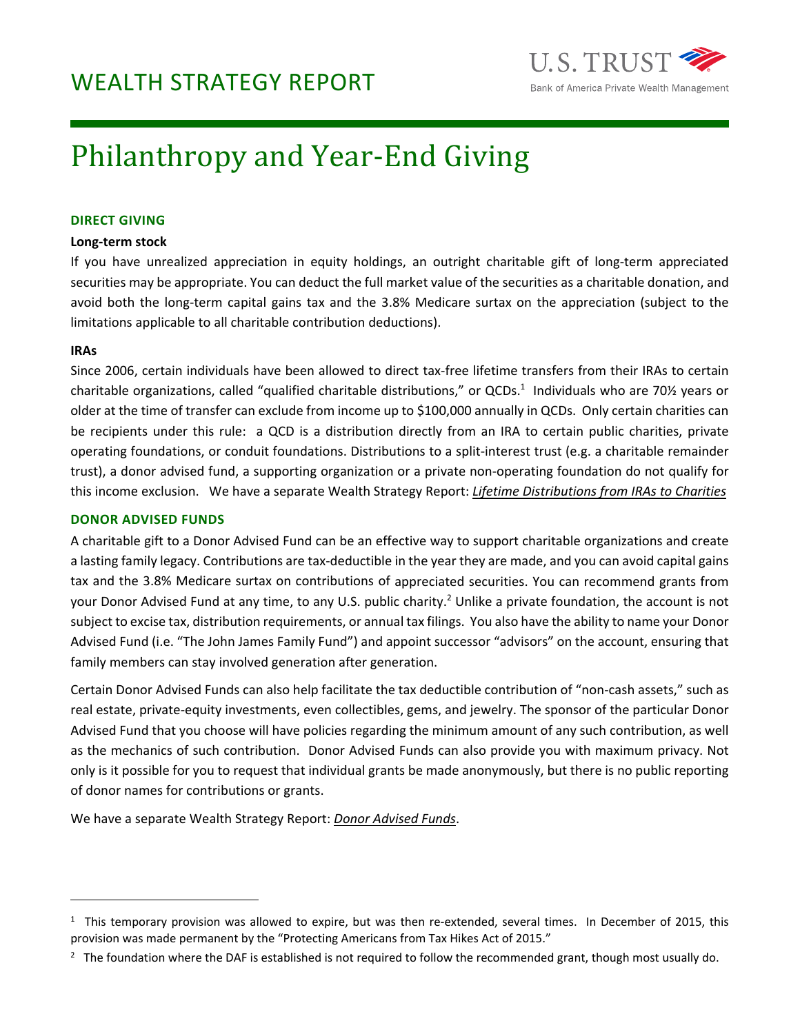# WEALTH STRATEGY REPORT

U.S. TRUST
Bank of America Private Wealth Management

# Philanthropy and Year-End Giving

## DIRECT GIVING

**Long-term stock**

If you have unrealized appreciation in equity holdings, an outright charitable gift of long-term appreciated securities may be appropriate. You can deduct the full market value of the securities as a charitable donation, and avoid both the long-term capital gains tax and the 3.8% Medicare surtax on the appreciation (subject to the limitations applicable to all charitable contribution deductions).

**IRAs**

Since 2006, certain individuals have been allowed to direct tax-free lifetime transfers from their IRAs to certain charitable organizations, called "qualified charitable distributions," or QCDs.[1] Individuals who are 70½ years or older at the time of transfer can exclude from income up to $100,000 annually in QCDs. Only certain charities can be recipients under this rule: a QCD is a distribution directly from an IRA to certain public charities, private operating foundations, or conduit foundations. Distributions to a split-interest trust (e.g. a charitable remainder trust), a donor advised fund, a supporting organization or a private non-operating foundation do not qualify for this income exclusion. We have a separate Wealth Strategy Report: ***Lifetime Distributions from IRAs to Charities***

## DONOR ADVISED FUNDS

A charitable gift to a Donor Advised Fund can be an effective way to support charitable organizations and create a lasting family legacy. Contributions are tax-deductible in the year they are made, and you can avoid capital gains tax and the 3.8% Medicare surtax on contributions of appreciated securities. You can recommend grants from your Donor Advised Fund at any time, to any U.S. public charity.[2] Unlike a private foundation, the account is not subject to excise tax, distribution requirements, or annual tax filings. You also have the ability to name your Donor Advised Fund (i.e. "The John James Family Fund") and appoint successor "advisors" on the account, ensuring that family members can stay involved generation after generation.

Certain Donor Advised Funds can also help facilitate the tax deductible contribution of "non-cash assets," such as real estate, private-equity investments, even collectibles, gems, and jewelry. The sponsor of the particular Donor Advised Fund that you choose will have policies regarding the minimum amount of any such contribution, as well as the mechanics of such contribution. Donor Advised Funds can also provide you with maximum privacy. Not only is it possible for you to request that individual grants be made anonymously, but there is no public reporting of donor names for contributions or grants.

We have a separate Wealth Strategy Report: ***Donor Advised Funds***.

---

[1] This temporary provision was allowed to expire, but was then re-extended, several times. In December of 2015, this provision was made permanent by the "Protecting Americans from Tax Hikes Act of 2015."

[2] The foundation where the DAF is established is not required to follow the recommended grant, though most usually do.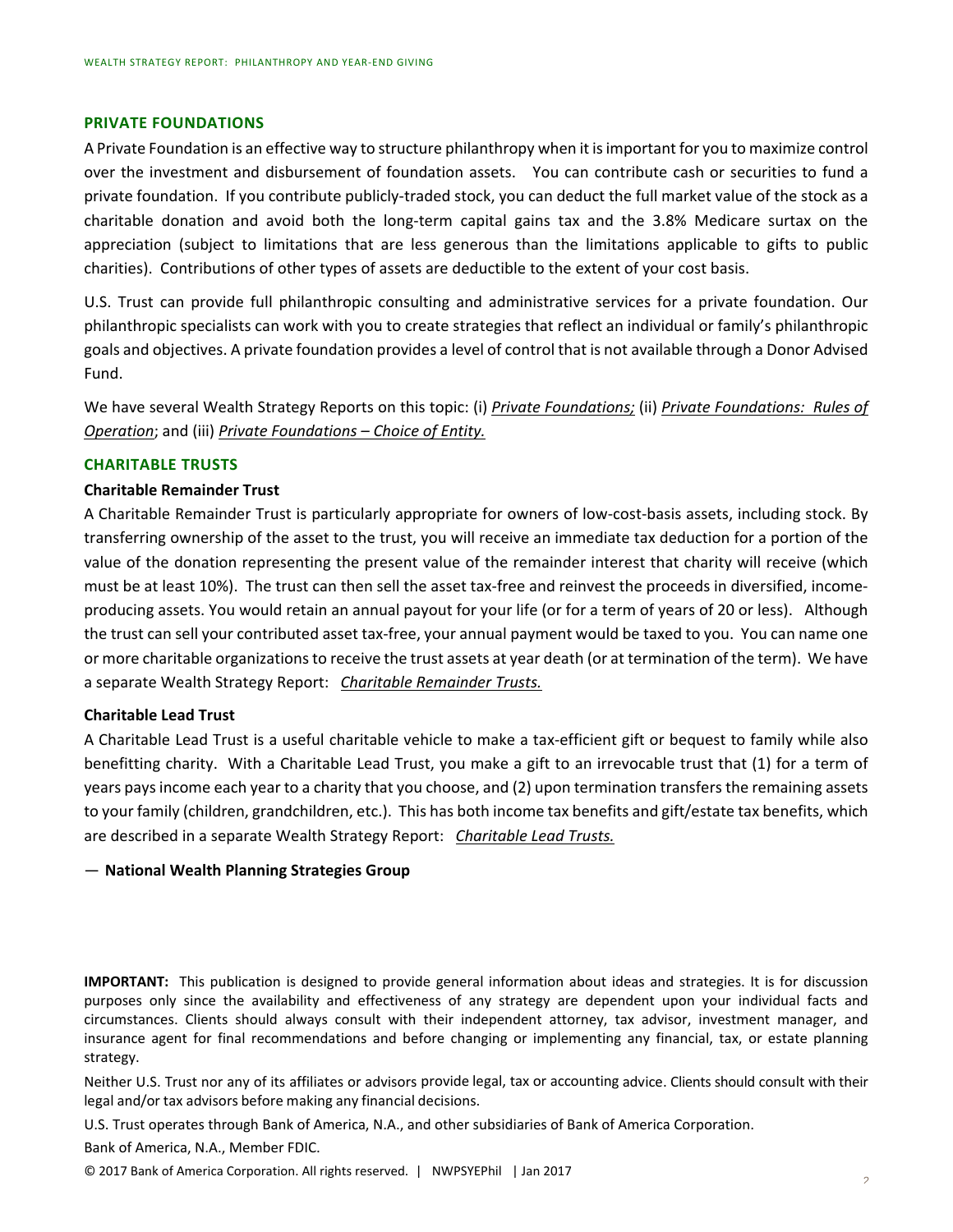## PRIVATE FOUNDATIONS

A Private Foundation is an effective way to structure philanthropy when it is important for you to maximize control over the investment and disbursement of foundation assets. You can contribute cash or securities to fund a private foundation. If you contribute publicly-traded stock, you can deduct the full market value of the stock as a charitable donation and avoid both the long-term capital gains tax and the 3.8% Medicare surtax on the appreciation (subject to limitations that are less generous than the limitations applicable to gifts to public charities). Contributions of other types of assets are deductible to the extent of your cost basis.

U.S. Trust can provide full philanthropic consulting and administrative services for a private foundation. Our philanthropic specialists can work with you to create strategies that reflect an individual or family's philanthropic goals and objectives. A private foundation provides a level of control that is not available through a Donor Advised Fund.

We have several Wealth Strategy Reports on this topic: (i) *Private Foundations;* (ii) *Private Foundations: Rules of Operation*; and (iii) *Private Foundations – Choice of Entity.*

## CHARITABLE TRUSTS

### Charitable Remainder Trust

A Charitable Remainder Trust is particularly appropriate for owners of low-cost-basis assets, including stock. By transferring ownership of the asset to the trust, you will receive an immediate tax deduction for a portion of the value of the donation representing the present value of the remainder interest that charity will receive (which must be at least 10%). The trust can then sell the asset tax-free and reinvest the proceeds in diversified, income-producing assets. You would retain an annual payout for your life (or for a term of years of 20 or less). Although the trust can sell your contributed asset tax-free, your annual payment would be taxed to you. You can name one or more charitable organizations to receive the trust assets at year death (or at termination of the term). We have a separate Wealth Strategy Report: *Charitable Remainder Trusts.*

### Charitable Lead Trust

A Charitable Lead Trust is a useful charitable vehicle to make a tax-efficient gift or bequest to family while also benefitting charity. With a Charitable Lead Trust, you make a gift to an irrevocable trust that (1) for a term of years pays income each year to a charity that you choose, and (2) upon termination transfers the remaining assets to your family (children, grandchildren, etc.). This has both income tax benefits and gift/estate tax benefits, which are described in a separate Wealth Strategy Report: *Charitable Lead Trusts.*

— **National Wealth Planning Strategies Group**

**IMPORTANT:** This publication is designed to provide general information about ideas and strategies. It is for discussion purposes only since the availability and effectiveness of any strategy are dependent upon your individual facts and circumstances. Clients should always consult with their independent attorney, tax advisor, investment manager, and insurance agent for final recommendations and before changing or implementing any financial, tax, or estate planning strategy.

Neither U.S. Trust nor any of its affiliates or advisors provide legal, tax or accounting advice. Clients should consult with their legal and/or tax advisors before making any financial decisions.

U.S. Trust operates through Bank of America, N.A., and other subsidiaries of Bank of America Corporation.

Bank of America, N.A., Member FDIC.

© 2017 Bank of America Corporation. All rights reserved. | NWPSYEPhil | Jan 2017